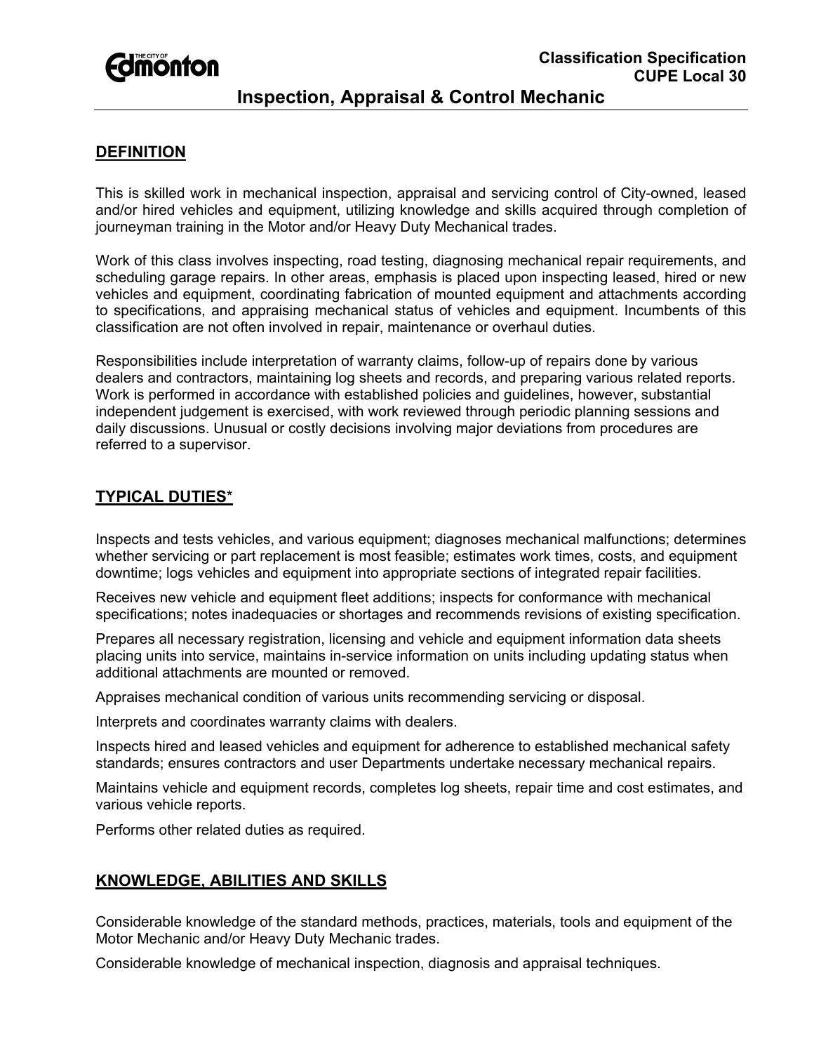**Classification Specification**
**CUPE Local 30**

# Inspection, Appraisal & Control Mechanic

## DEFINITION

This is skilled work in mechanical inspection, appraisal and servicing control of City-owned, leased and/or hired vehicles and equipment, utilizing knowledge and skills acquired through completion of journeyman training in the Motor and/or Heavy Duty Mechanical trades.

Work of this class involves inspecting, road testing, diagnosing mechanical repair requirements, and scheduling garage repairs. In other areas, emphasis is placed upon inspecting leased, hired or new vehicles and equipment, coordinating fabrication of mounted equipment and attachments according to specifications, and appraising mechanical status of vehicles and equipment. Incumbents of this classification are not often involved in repair, maintenance or overhaul duties.

Responsibilities include interpretation of warranty claims, follow-up of repairs done by various dealers and contractors, maintaining log sheets and records, and preparing various related reports. Work is performed in accordance with established policies and guidelines, however, substantial independent judgement is exercised, with work reviewed through periodic planning sessions and daily discussions. Unusual or costly decisions involving major deviations from procedures are referred to a supervisor.

## TYPICAL DUTIES*

Inspects and tests vehicles, and various equipment; diagnoses mechanical malfunctions; determines whether servicing or part replacement is most feasible; estimates work times, costs, and equipment downtime; logs vehicles and equipment into appropriate sections of integrated repair facilities.

Receives new vehicle and equipment fleet additions; inspects for conformance with mechanical specifications; notes inadequacies or shortages and recommends revisions of existing specification.

Prepares all necessary registration, licensing and vehicle and equipment information data sheets placing units into service, maintains in-service information on units including updating status when additional attachments are mounted or removed.

Appraises mechanical condition of various units recommending servicing or disposal.

Interprets and coordinates warranty claims with dealers.

Inspects hired and leased vehicles and equipment for adherence to established mechanical safety standards; ensures contractors and user Departments undertake necessary mechanical repairs.

Maintains vehicle and equipment records, completes log sheets, repair time and cost estimates, and various vehicle reports.

Performs other related duties as required.

## KNOWLEDGE, ABILITIES AND SKILLS

Considerable knowledge of the standard methods, practices, materials, tools and equipment of the Motor Mechanic and/or Heavy Duty Mechanic trades.

Considerable knowledge of mechanical inspection, diagnosis and appraisal techniques.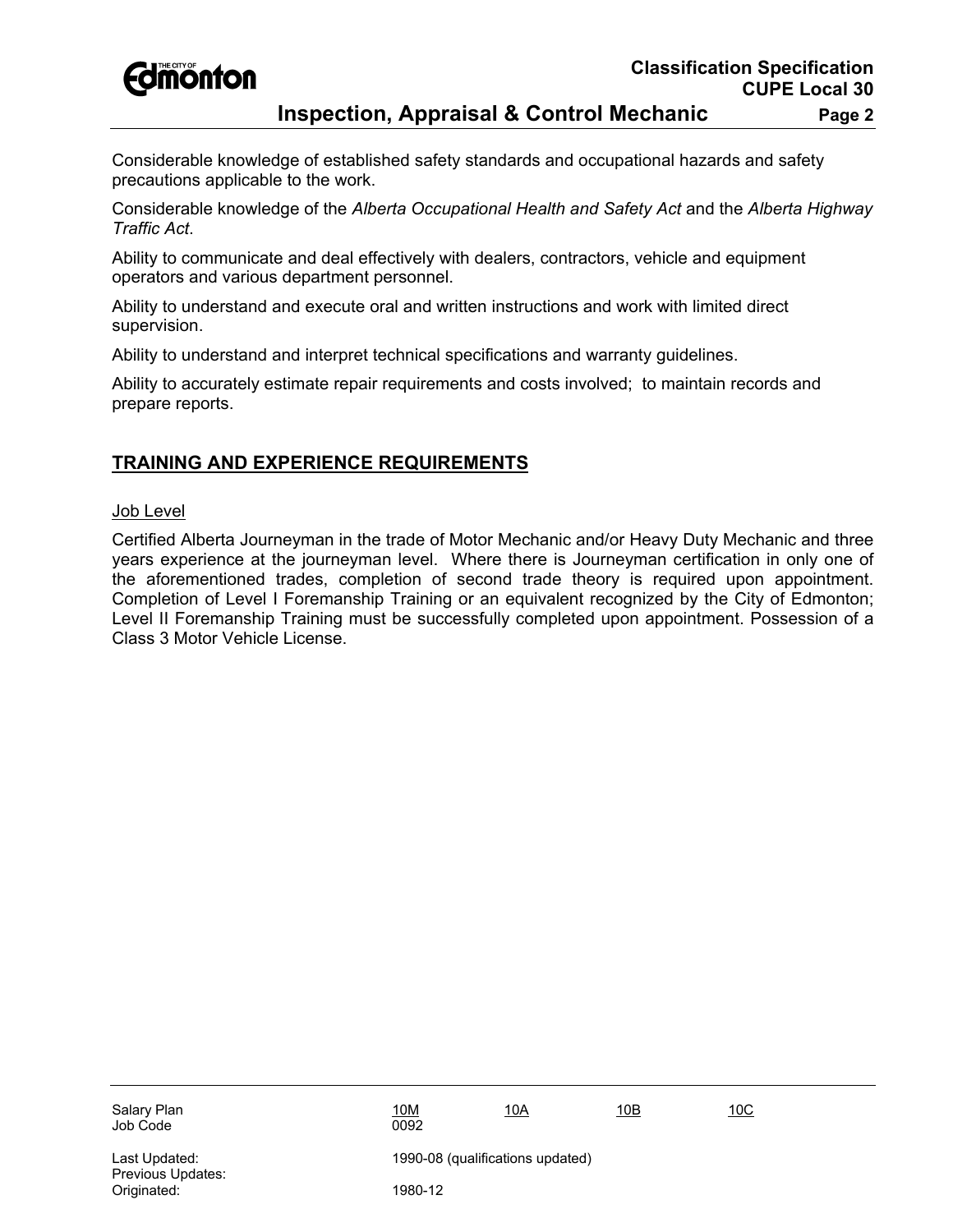Considerable knowledge of established safety standards and occupational hazards and safety precautions applicable to the work.

Considerable knowledge of the *Alberta Occupational Health and Safety Act* and the *Alberta Highway Traffic Act*.

Ability to communicate and deal effectively with dealers, contractors, vehicle and equipment operators and various department personnel.

Ability to understand and execute oral and written instructions and work with limited direct supervision.

Ability to understand and interpret technical specifications and warranty guidelines.

Ability to accurately estimate repair requirements and costs involved; to maintain records and prepare reports.

## TRAINING AND EXPERIENCE REQUIREMENTS

Job Level

Certified Alberta Journeyman in the trade of Motor Mechanic and/or Heavy Duty Mechanic and three years experience at the journeyman level. Where there is Journeyman certification in only one of the aforementioned trades, completion of second trade theory is required upon appointment. Completion of Level I Foremanship Training or an equivalent recognized by the City of Edmonton; Level II Foremanship Training must be successfully completed upon appointment. Possession of a Class 3 Motor Vehicle License.

| | | | | |
|---|---|---|---|---|
| Salary Plan | 10M | 10A | 10B | 10C |
| Job Code | 0092 | | | |
| Last Updated: | 1990-08 (qualifications updated) | | | |
| Previous Updates: | | | | |
| Originated: | 1980-12 | | | |